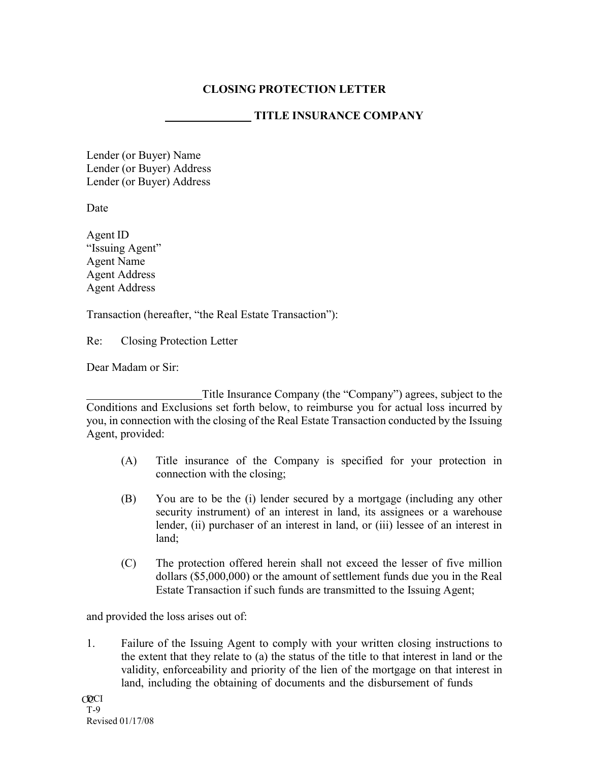# CLOSING PROTECTION LETTER

## ______________ TITLE INSURANCE COMPANY

Lender (or Buyer) Name
Lender (or Buyer) Address
Lender (or Buyer) Address

Date

Agent ID
"Issuing Agent"
Agent Name
Agent Address
Agent Address

Transaction (hereafter, "the Real Estate Transaction"):

Re: Closing Protection Letter

Dear Madam or Sir:

____________________Title Insurance Company (the "Company") agrees, subject to the Conditions and Exclusions set forth below, to reimburse you for actual loss incurred by you, in connection with the closing of the Real Estate Transaction conducted by the Issuing Agent, provided:

(A) Title insurance of the Company is specified for your protection in connection with the closing;

(B) You are to be the (i) lender secured by a mortgage (including any other security instrument) of an interest in land, its assignees or a warehouse lender, (ii) purchaser of an interest in land, or (iii) lessee of an interest in land;

(C) The protection offered herein shall not exceed the lesser of five million dollars ($5,000,000) or the amount of settlement funds due you in the Real Estate Transaction if such funds are transmitted to the Issuing Agent;

and provided the loss arises out of:

1. Failure of the Issuing Agent to comply with your written closing instructions to the extent that they relate to (a) the status of the title to that interest in land or the validity, enforceability and priority of the lien of the mortgage on that interest in land, including the obtaining of documents and the disbursement of funds

OCI
T-9
Revised 01/17/08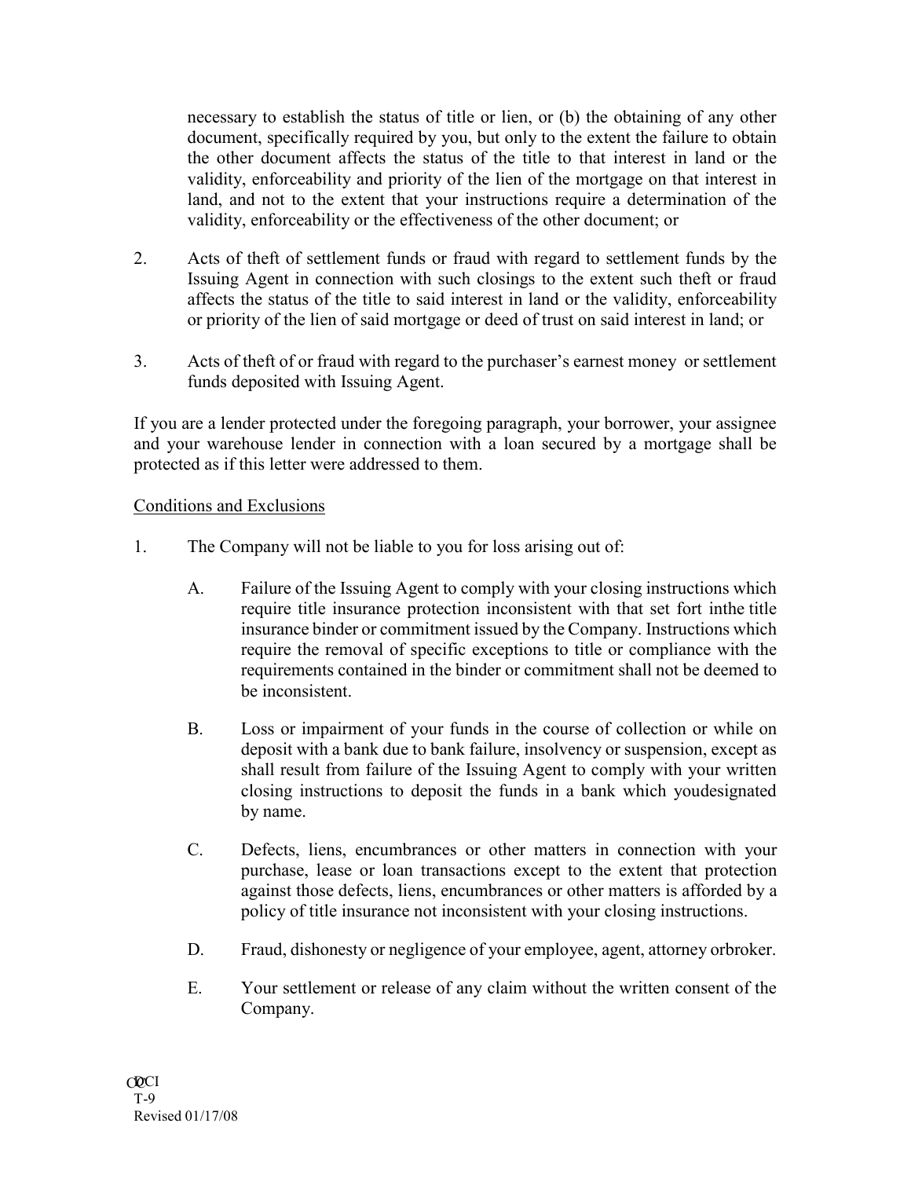necessary to establish the status of title or lien, or (b) the obtaining of any other document, specifically required by you, but only to the extent the failure to obtain the other document affects the status of the title to that interest in land or the validity, enforceability and priority of the lien of the mortgage on that interest in land, and not to the extent that your instructions require a determination of the validity, enforceability or the effectiveness of the other document; or

2. Acts of theft of settlement funds or fraud with regard to settlement funds by the Issuing Agent in connection with such closings to the extent such theft or fraud affects the status of the title to said interest in land or the validity, enforceability or priority of the lien of said mortgage or deed of trust on said interest in land; or

3. Acts of theft of or fraud with regard to the purchaser's earnest money or settlement funds deposited with Issuing Agent.

If you are a lender protected under the foregoing paragraph, your borrower, your assignee and your warehouse lender in connection with a loan secured by a mortgage shall be protected as if this letter were addressed to them.

Conditions and Exclusions

1. The Company will not be liable to you for loss arising out of:

   A. Failure of the Issuing Agent to comply with your closing instructions which require title insurance protection inconsistent with that set fort inthe title insurance binder or commitment issued by the Company. Instructions which require the removal of specific exceptions to title or compliance with the requirements contained in the binder or commitment shall not be deemed to be inconsistent.

   B. Loss or impairment of your funds in the course of collection or while on deposit with a bank due to bank failure, insolvency or suspension, except as shall result from failure of the Issuing Agent to comply with your written closing instructions to deposit the funds in a bank which youdesignated by name.

   C. Defects, liens, encumbrances or other matters in connection with your purchase, lease or loan transactions except to the extent that protection against those defects, liens, encumbrances or other matters is afforded by a policy of title insurance not inconsistent with your closing instructions.

   D. Fraud, dishonesty or negligence of your employee, agent, attorney orbroker.

   E. Your settlement or release of any claim without the written consent of the Company.

CCI
T-9
Revised 01/17/08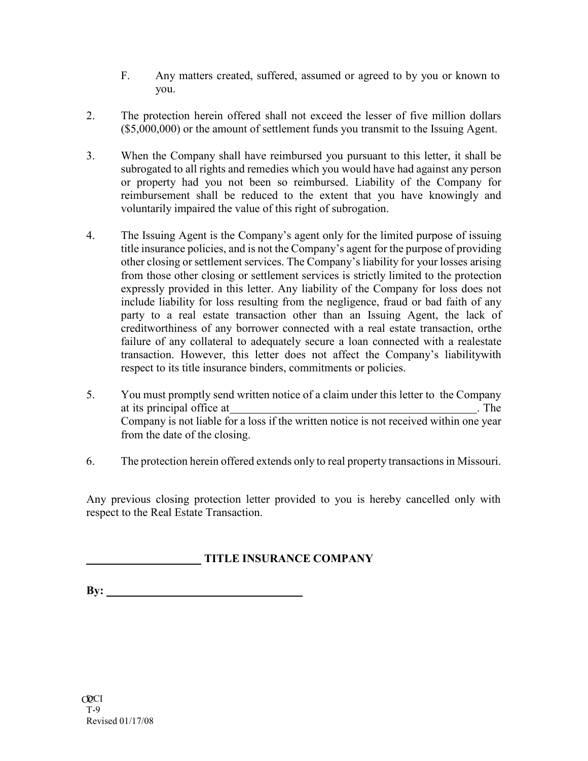F. Any matters created, suffered, assumed or agreed to by you or known to you.

2. The protection herein offered shall not exceed the lesser of five million dollars ($5,000,000) or the amount of settlement funds you transmit to the Issuing Agent.

3. When the Company shall have reimbursed you pursuant to this letter, it shall be subrogated to all rights and remedies which you would have had against any person or property had you not been so reimbursed. Liability of the Company for reimbursement shall be reduced to the extent that you have knowingly and voluntarily impaired the value of this right of subrogation.

4. The Issuing Agent is the Company's agent only for the limited purpose of issuing title insurance policies, and is not the Company's agent for the purpose of providing other closing or settlement services. The Company's liability for your losses arising from those other closing or settlement services is strictly limited to the protection expressly provided in this letter. Any liability of the Company for loss does not include liability for loss resulting from the negligence, fraud or bad faith of any party to a real estate transaction other than an Issuing Agent, the lack of creditworthiness of any borrower connected with a real estate transaction, orthe failure of any collateral to adequately secure a loan connected with a realestate transaction. However, this letter does not affect the Company's liabilitywith respect to its title insurance binders, commitments or policies.

5. You must promptly send written notice of a claim under this letter to the Company at its principal office at\_\_\_\_\_\_\_\_\_\_\_\_\_\_\_\_\_\_\_\_\_\_\_\_\_\_\_\_\_\_\_\_\_\_\_\_\_\_\_\_\_\_\_\_. The Company is not liable for a loss if the written notice is not received within one year from the date of the closing.

6. The protection herein offered extends only to real property transactions in Missouri.

Any previous closing protection letter provided to you is hereby cancelled only with respect to the Real Estate Transaction.

**\_\_\_\_\_\_\_\_\_\_\_\_\_\_\_\_\_\_\_\_ TITLE INSURANCE COMPANY**

**By: \_\_\_\_\_\_\_\_\_\_\_\_\_\_\_\_\_\_\_\_\_\_\_\_\_\_\_\_\_\_\_\_\_\_\_\_**

OCI
T-9
Revised 01/17/08